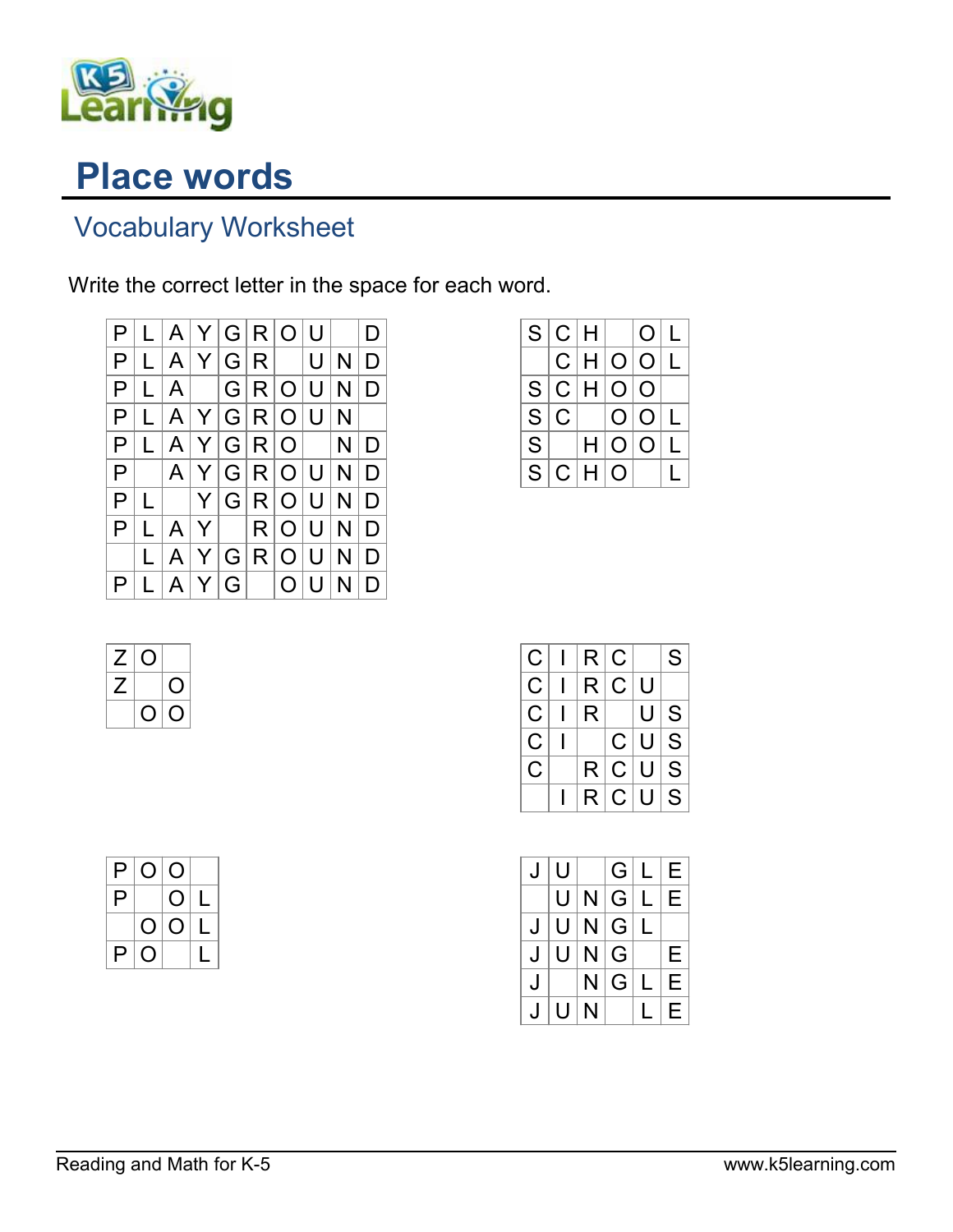# Place words

## Vocabulary Worksheet

Write the correct letter in the space for each word.

| | | | | | | | | | |
|---|---|---|---|---|---|---|---|---|---|
| P | L | A | Y | G | R | O | U | | D |
| P | L | A | Y | G | R | | U | N | D |
| P | L | A | | G | R | O | U | N | D |
| P | L | A | Y | G | R | O | U | N | |
| P | L | A | Y | G | R | O | | N | D |
| P | | A | Y | G | R | O | U | N | D |
| P | L | | Y | G | R | O | U | N | D |
| P | L | A | Y | | R | O | U | N | D |
| | L | A | Y | G | R | O | U | N | D |
| P | L | A | Y | G | | O | U | N | D |

| | | | | | |
|---|---|---|---|---|---|
| S | C | H | | O | L |
| | C | H | O | O | L |
| S | C | H | O | O | |
| S | C | | O | O | L |
| S | | H | O | O | L |
| S | C | H | O | | L |

| | | |
|---|---|---|
| Z | O | |
| Z | | O |
| | O | O |

| | | | | | |
|---|---|---|---|---|---|
| C | I | R | C | | S |
| C | I | R | C | U | |
| C | I | R | | U | S |
| C | I | | C | U | S |
| C | | R | C | U | S |
| | I | R | C | U | S |

| | | | |
|---|---|---|---|
| P | O | O | |
| P | | O | L |
| | O | O | L |
| P | O | | L |

| | | | | | |
|---|---|---|---|---|---|
| J | U | | G | L | E |
| | U | N | G | L | E |
| J | U | N | G | L | |
| J | U | N | G | | E |
| J | | N | G | L | E |
| J | U | N | | L | E |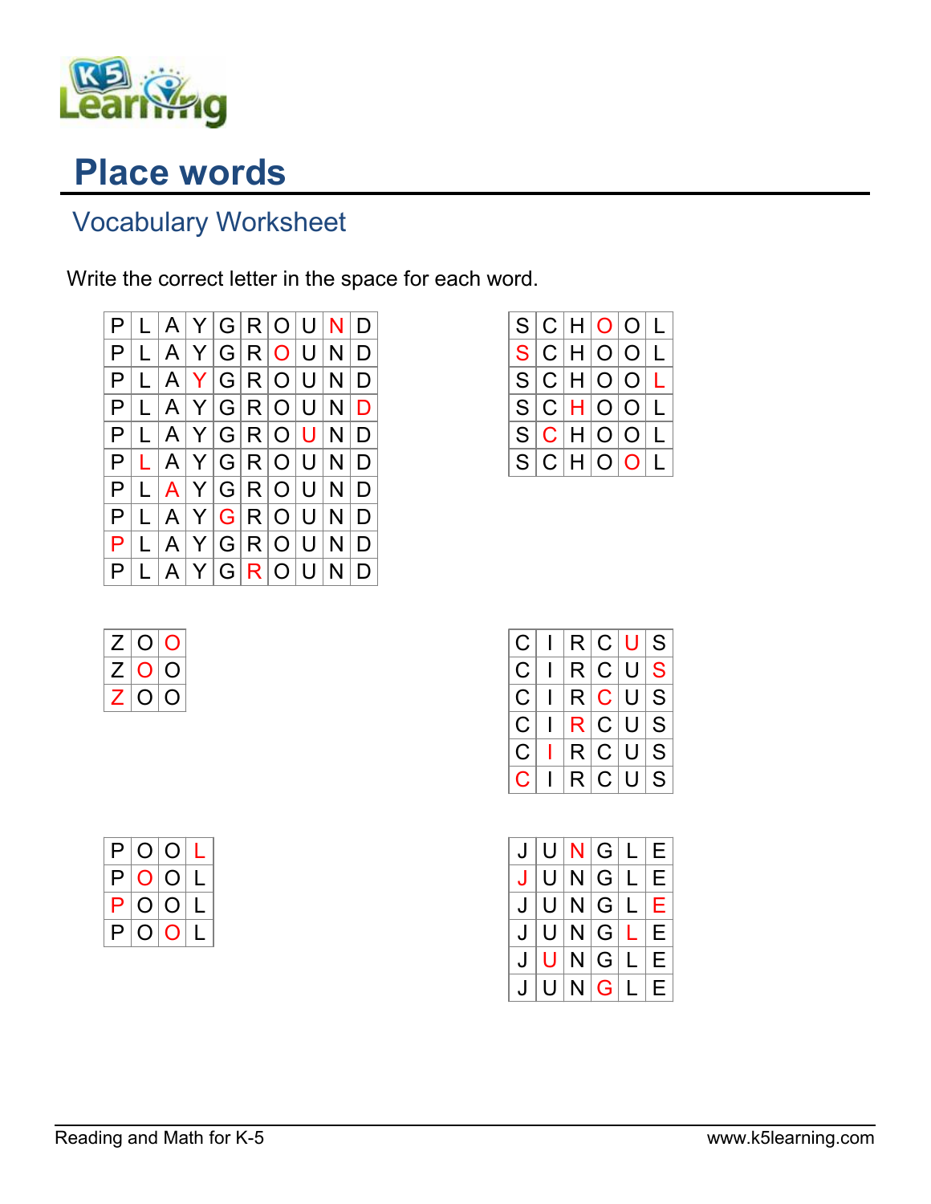# Place words

## Vocabulary Worksheet

Write the correct letter in the space for each word.

| | | | | | | | | | |
|---|---|---|---|---|---|---|---|---|---|
| P | L | A | Y | G | R | O | U | N | D |
| P | L | A | Y | G | R | O | U | N | D |
| P | L | A | Y | G | R | O | U | N | D |
| P | L | A | Y | G | R | O | U | N | D |
| P | L | A | Y | G | R | O | U | N | D |
| P | L | A | Y | G | R | O | U | N | D |
| P | L | A | Y | G | R | O | U | N | D |
| P | L | A | Y | G | R | O | U | N | D |
| P | L | A | Y | G | R | O | U | N | D |
| P | L | A | Y | G | R | O | U | N | D |

| | | | | | |
|---|---|---|---|---|---|
| S | C | H | O | O | L |
| S | C | H | O | O | L |
| S | C | H | O | O | L |
| S | C | H | O | O | L |
| S | C | H | O | O | L |
| S | C | H | O | O | L |

| | | |
|---|---|---|
| Z | O | O |
| Z | O | O |
| Z | O | O |

| | | | | | |
|---|---|---|---|---|---|
| C | I | R | C | U | S |
| C | I | R | C | U | S |
| C | I | R | C | U | S |
| C | I | R | C | U | S |
| C | I | R | C | U | S |
| C | I | R | C | U | S |

| | | | |
|---|---|---|---|
| P | O | O | L |
| P | O | O | L |
| P | O | O | L |
| P | O | O | L |

| | | | | | |
|---|---|---|---|---|---|
| J | U | N | G | L | E |
| J | U | N | G | L | E |
| J | U | N | G | L | E |
| J | U | N | G | L | E |
| J | U | N | G | L | E |
| J | U | N | G | L | E |